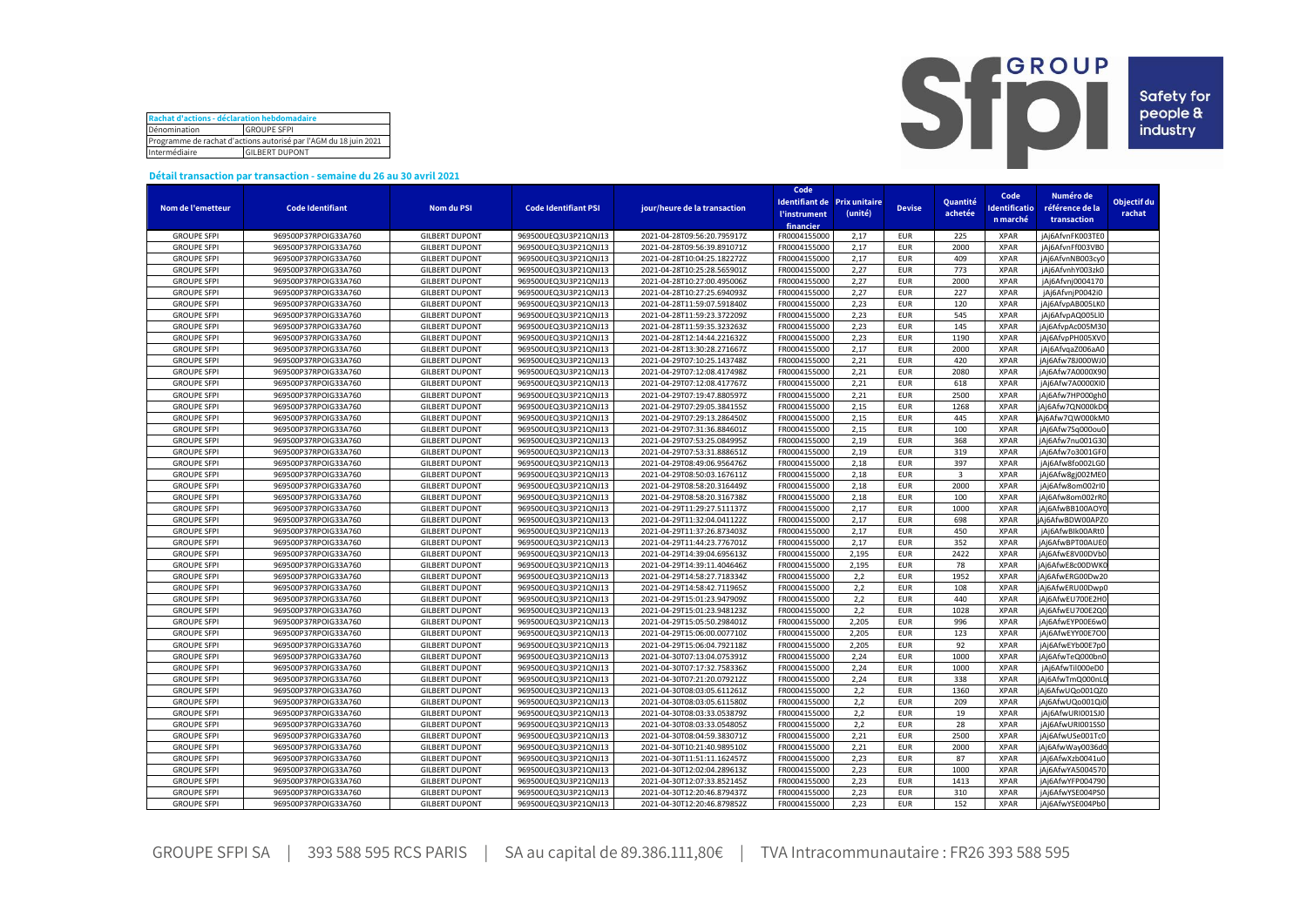| Rachat d'actions - déclaration hebdomadaire | |
|---|---|
| Dénomination | GROUPE SFPI |
| Programme de rachat d'actions autorisé par l'AGM du 18 juin 2021 | |
| Intermédiaire | GILBERT DUPONT |

### Détail transaction par transaction - semaine du 26 au 30 avril 2021

| Nom de l'emetteur | Code Identifiant | Nom du PSI | Code Identifiant PSI | jour/heure de la transaction | Code Identifiant de l'instrument financier | Prix unitaire (unité) | Devise | Quantité achetée | Code Identification marché | Numéro de référence de la transaction | Objectif du rachat |
|---|---|---|---|---|---|---|---|---|---|---|---|
| GROUPE SFPI | 969500P37RPOIG33A760 | GILBERT DUPONT | 969500UEQ3U3P21QNJ13 | 2021-04-28T09:56:20.795917Z | FR0004155000 | 2,17 | EUR | 225 | XPAR | jAj6AfvnFK003TE0 | |
| GROUPE SFPI | 969500P37RPOIG33A760 | GILBERT DUPONT | 969500UEQ3U3P21QNJ13 | 2021-04-28T09:56:39.891071Z | FR0004155000 | 2,17 | EUR | 2000 | XPAR | jAj6AfvnFf003VB0 | |
| GROUPE SFPI | 969500P37RPOIG33A760 | GILBERT DUPONT | 969500UEQ3U3P21QNJ13 | 2021-04-28T10:04:25.182272Z | FR0004155000 | 2,17 | EUR | 409 | XPAR | jAj6AfvnNB003cy0 | |
| GROUPE SFPI | 969500P37RPOIG33A760 | GILBERT DUPONT | 969500UEQ3U3P21QNJ13 | 2021-04-28T10:25:28.565901Z | FR0004155000 | 2,27 | EUR | 773 | XPAR | jAj6AfvnhY003zk0 | |
| GROUPE SFPI | 969500P37RPOIG33A760 | GILBERT DUPONT | 969500UEQ3U3P21QNJ13 | 2021-04-28T10:27:00.495006Z | FR0004155000 | 2,27 | EUR | 2000 | XPAR | jAj6Afvnj0004170 | |
| GROUPE SFPI | 969500P37RPOIG33A760 | GILBERT DUPONT | 969500UEQ3U3P21QNJ13 | 2021-04-28T10:27:25.694093Z | FR0004155000 | 2,27 | EUR | 227 | XPAR | jAj6AfvnjP0042i0 | |
| GROUPE SFPI | 969500P37RPOIG33A760 | GILBERT DUPONT | 969500UEQ3U3P21QNJ13 | 2021-04-28T11:59:07.591840Z | FR0004155000 | 2,23 | EUR | 120 | XPAR | jAj6AfvpAB005LK0 | |
| GROUPE SFPI | 969500P37RPOIG33A760 | GILBERT DUPONT | 969500UEQ3U3P21QNJ13 | 2021-04-28T11:59:23.372209Z | FR0004155000 | 2,23 | EUR | 545 | XPAR | jAj6AfvpAQ005Ll0 | |
| GROUPE SFPI | 969500P37RPOIG33A760 | GILBERT DUPONT | 969500UEQ3U3P21QNJ13 | 2021-04-28T11:59:35.323263Z | FR0004155000 | 2,23 | EUR | 145 | XPAR | jAj6AfvpAc005M30 | |
| GROUPE SFPI | 969500P37RPOIG33A760 | GILBERT DUPONT | 969500UEQ3U3P21QNJ13 | 2021-04-28T12:14:44.221632Z | FR0004155000 | 2,23 | EUR | 1190 | XPAR | jAj6AfvpPH005XV0 | |
| GROUPE SFPI | 969500P37RPOIG33A760 | GILBERT DUPONT | 969500UEQ3U3P21QNJ13 | 2021-04-28T13:30:28.271667Z | FR0004155000 | 2,17 | EUR | 2000 | XPAR | jAj6AfvqaZ006aA0 | |
| GROUPE SFPI | 969500P37RPOIG33A760 | GILBERT DUPONT | 969500UEQ3U3P21QNJ13 | 2021-04-29T07:10:25.143748Z | FR0004155000 | 2,21 | EUR | 420 | XPAR | jAj6Afw78J000WJ0 | |
| GROUPE SFPI | 969500P37RPOIG33A760 | GILBERT DUPONT | 969500UEQ3U3P21QNJ13 | 2021-04-29T07:12:08.417498Z | FR0004155000 | 2,21 | EUR | 2080 | XPAR | jAj6Afw7A0000X90 | |
| GROUPE SFPI | 969500P37RPOIG33A760 | GILBERT DUPONT | 969500UEQ3U3P21QNJ13 | 2021-04-29T07:12:08.417767Z | FR0004155000 | 2,21 | EUR | 618 | XPAR | jAj6Afw7A0000XI0 | |
| GROUPE SFPI | 969500P37RPOIG33A760 | GILBERT DUPONT | 969500UEQ3U3P21QNJ13 | 2021-04-29T07:19:47.880597Z | FR0004155000 | 2,21 | EUR | 2500 | XPAR | jAj6Afw7HP000gh0 | |
| GROUPE SFPI | 969500P37RPOIG33A760 | GILBERT DUPONT | 969500UEQ3U3P21QNJ13 | 2021-04-29T07:29:05.384155Z | FR0004155000 | 2,15 | EUR | 1268 | XPAR | jAj6Afw7QN000kD0 | |
| GROUPE SFPI | 969500P37RPOIG33A760 | GILBERT DUPONT | 969500UEQ3U3P21QNJ13 | 2021-04-29T07:29:13.286450Z | FR0004155000 | 2,15 | EUR | 445 | XPAR | jAj6Afw7QW000kM0 | |
| GROUPE SFPI | 969500P37RPOIG33A760 | GILBERT DUPONT | 969500UEQ3U3P21QNJ13 | 2021-04-29T07:31:36.884601Z | FR0004155000 | 2,15 | EUR | 100 | XPAR | jAj6Afw7Sq000ou0 | |
| GROUPE SFPI | 969500P37RPOIG33A760 | GILBERT DUPONT | 969500UEQ3U3P21QNJ13 | 2021-04-29T07:53:25.084995Z | FR0004155000 | 2,19 | EUR | 368 | XPAR | jAj6Afw7nu001G30 | |
| GROUPE SFPI | 969500P37RPOIG33A760 | GILBERT DUPONT | 969500UEQ3U3P21QNJ13 | 2021-04-29T07:53:31.888651Z | FR0004155000 | 2,19 | EUR | 319 | XPAR | jAj6Afw7o3001GF0 | |
| GROUPE SFPI | 969500P37RPOIG33A760 | GILBERT DUPONT | 969500UEQ3U3P21QNJ13 | 2021-04-29T08:49:06.956476Z | FR0004155000 | 2,18 | EUR | 397 | XPAR | jAj6Afw8fo002LG0 | |
| GROUPE SFPI | 969500P37RPOIG33A760 | GILBERT DUPONT | 969500UEQ3U3P21QNJ13 | 2021-04-29T08:50:03.167611Z | FR0004155000 | 2,18 | EUR | 3 | XPAR | jAj6Afw8gJ002ME0 | |
| GROUPE SFPI | 969500P37RPOIG33A760 | GILBERT DUPONT | 969500UEQ3U3P21QNJ13 | 2021-04-29T08:58:20.316449Z | FR0004155000 | 2,18 | EUR | 2000 | XPAR | jAj6Afw8om002rI0 | |
| GROUPE SFPI | 969500P37RPOIG33A760 | GILBERT DUPONT | 969500UEQ3U3P21QNJ13 | 2021-04-29T08:58:20.316738Z | FR0004155000 | 2,18 | EUR | 100 | XPAR | jAj6Afw8om002rR0 | |
| GROUPE SFPI | 969500P37RPOIG33A760 | GILBERT DUPONT | 969500UEQ3U3P21QNJ13 | 2021-04-29T11:29:27.511137Z | FR0004155000 | 2,17 | EUR | 1000 | XPAR | jAj6AfwBB100AOY0 | |
| GROUPE SFPI | 969500P37RPOIG33A760 | GILBERT DUPONT | 969500UEQ3U3P21QNJ13 | 2021-04-29T11:32:04.041122Z | FR0004155000 | 2,17 | EUR | 698 | XPAR | jAj6AfwBDW00APZ0 | |
| GROUPE SFPI | 969500P37RPOIG33A760 | GILBERT DUPONT | 969500UEQ3U3P21QNJ13 | 2021-04-29T11:37:26.873403Z | FR0004155000 | 2,17 | EUR | 450 | XPAR | jAj6AfwBIk00ARt0 | |
| GROUPE SFPI | 969500P37RPOIG33A760 | GILBERT DUPONT | 969500UEQ3U3P21QNJ13 | 2021-04-29T11:44:23.776701Z | FR0004155000 | 2,17 | EUR | 352 | XPAR | jAj6AfwBPT00AUE0 | |
| GROUPE SFPI | 969500P37RPOIG33A760 | GILBERT DUPONT | 969500UEQ3U3P21QNJ13 | 2021-04-29T14:39:04.695613Z | FR0004155000 | 2,195 | EUR | 2422 | XPAR | jAj6AfwE8V00DVb0 | |
| GROUPE SFPI | 969500P37RPOIG33A760 | GILBERT DUPONT | 969500UEQ3U3P21QNJ13 | 2021-04-29T14:39:11.404646Z | FR0004155000 | 2,195 | EUR | 78 | XPAR | jAj6AfwE8c00DWK0 | |
| GROUPE SFPI | 969500P37RPOIG33A760 | GILBERT DUPONT | 969500UEQ3U3P21QNJ13 | 2021-04-29T14:58:27.718334Z | FR0004155000 | 2,2 | EUR | 1952 | XPAR | jAj6AfwERG00Dw20 | |
| GROUPE SFPI | 969500P37RPOIG33A760 | GILBERT DUPONT | 969500UEQ3U3P21QNJ13 | 2021-04-29T14:58:42.711965Z | FR0004155000 | 2,2 | EUR | 108 | XPAR | jAj6AfwERU00Dwp0 | |
| GROUPE SFPI | 969500P37RPOIG33A760 | GILBERT DUPONT | 969500UEQ3U3P21QNJ13 | 2021-04-29T15:01:23.947909Z | FR0004155000 | 2,2 | EUR | 440 | XPAR | jAj6AfwEU700E2H0 | |
| GROUPE SFPI | 969500P37RPOIG33A760 | GILBERT DUPONT | 969500UEQ3U3P21QNJ13 | 2021-04-29T15:01:23.948123Z | FR0004155000 | 2,2 | EUR | 1028 | XPAR | jAj6AfwEU700E2Q0 | |
| GROUPE SFPI | 969500P37RPOIG33A760 | GILBERT DUPONT | 969500UEQ3U3P21QNJ13 | 2021-04-29T15:05:50.298401Z | FR0004155000 | 2,205 | EUR | 996 | XPAR | jAj6AfwEYP00E6w0 | |
| GROUPE SFPI | 969500P37RPOIG33A760 | GILBERT DUPONT | 969500UEQ3U3P21QNJ13 | 2021-04-29T15:06:00.007710Z | FR0004155000 | 2,205 | EUR | 123 | XPAR | jAj6AfwEYY00E7O0 | |
| GROUPE SFPI | 969500P37RPOIG33A760 | GILBERT DUPONT | 969500UEQ3U3P21QNJ13 | 2021-04-29T15:06:04.792118Z | FR0004155000 | 2,205 | EUR | 92 | XPAR | jAj6AfwEYb00E7p0 | |
| GROUPE SFPI | 969500P37RPOIG33A760 | GILBERT DUPONT | 969500UEQ3U3P21QNJ13 | 2021-04-30T07:13:04.075391Z | FR0004155000 | 2,24 | EUR | 1000 | XPAR | jAj6AfwTeQ000bn0 | |
| GROUPE SFPI | 969500P37RPOIG33A760 | GILBERT DUPONT | 969500UEQ3U3P21QNJ13 | 2021-04-30T07:17:32.758336Z | FR0004155000 | 2,24 | EUR | 1000 | XPAR | jAj6AfwTil000eD0 | |
| GROUPE SFPI | 969500P37RPOIG33A760 | GILBERT DUPONT | 969500UEQ3U3P21QNJ13 | 2021-04-30T07:21:20.079212Z | FR0004155000 | 2,24 | EUR | 338 | XPAR | jAj6AfwTmQ000nL0 | |
| GROUPE SFPI | 969500P37RPOIG33A760 | GILBERT DUPONT | 969500UEQ3U3P21QNJ13 | 2021-04-30T08:03:05.611261Z | FR0004155000 | 2,2 | EUR | 1360 | XPAR | jAj6AfwUQo001QZ0 | |
| GROUPE SFPI | 969500P37RPOIG33A760 | GILBERT DUPONT | 969500UEQ3U3P21QNJ13 | 2021-04-30T08:03:05.611580Z | FR0004155000 | 2,2 | EUR | 209 | XPAR | jAj6AfwUQo001Qi0 | |
| GROUPE SFPI | 969500P37RPOIG33A760 | GILBERT DUPONT | 969500UEQ3U3P21QNJ13 | 2021-04-30T08:03:33.053879Z | FR0004155000 | 2,2 | EUR | 19 | XPAR | jAj6AfwURI001SJ0 | |
| GROUPE SFPI | 969500P37RPOIG33A760 | GILBERT DUPONT | 969500UEQ3U3P21QNJ13 | 2021-04-30T08:03:33.054805Z | FR0004155000 | 2,2 | EUR | 28 | XPAR | jAj6AfwURI001SS0 | |
| GROUPE SFPI | 969500P37RPOIG33A760 | GILBERT DUPONT | 969500UEQ3U3P21QNJ13 | 2021-04-30T08:04:59.383071Z | FR0004155000 | 2,21 | EUR | 2500 | XPAR | jAj6AfwUSe001Tc0 | |
| GROUPE SFPI | 969500P37RPOIG33A760 | GILBERT DUPONT | 969500UEQ3U3P21QNJ13 | 2021-04-30T10:21:40.989510Z | FR0004155000 | 2,21 | EUR | 2000 | XPAR | jAj6AfwWay0036d0 | |
| GROUPE SFPI | 969500P37RPOIG33A760 | GILBERT DUPONT | 969500UEQ3U3P21QNJ13 | 2021-04-30T11:51:11.162457Z | FR0004155000 | 2,23 | EUR | 87 | XPAR | jAj6AfwXzb0041u0 | |
| GROUPE SFPI | 969500P37RPOIG33A760 | GILBERT DUPONT | 969500UEQ3U3P21QNJ13 | 2021-04-30T12:02:04.289613Z | FR0004155000 | 2,23 | EUR | 1000 | XPAR | jAj6AfwYA5004570 | |
| GROUPE SFPI | 969500P37RPOIG33A760 | GILBERT DUPONT | 969500UEQ3U3P21QNJ13 | 2021-04-30T12:07:33.852145Z | FR0004155000 | 2,23 | EUR | 1413 | XPAR | jAj6AfwYFP004790 | |
| GROUPE SFPI | 969500P37RPOIG33A760 | GILBERT DUPONT | 969500UEQ3U3P21QNJ13 | 2021-04-30T12:20:46.879437Z | FR0004155000 | 2,23 | EUR | 310 | XPAR | jAj6AfwYSE004PS0 | |
| GROUPE SFPI | 969500P37RPOIG33A760 | GILBERT DUPONT | 969500UEQ3U3P21QNJ13 | 2021-04-30T12:20:46.879852Z | FR0004155000 | 2,23 | EUR | 152 | XPAR | jAj6AfwYSE004Pb0 | |

GROUPE SFPI SA | 393 588 595 RCS PARIS | SA au capital de 89.386.111,80€ | TVA Intracommunautaire : FR26 393 588 595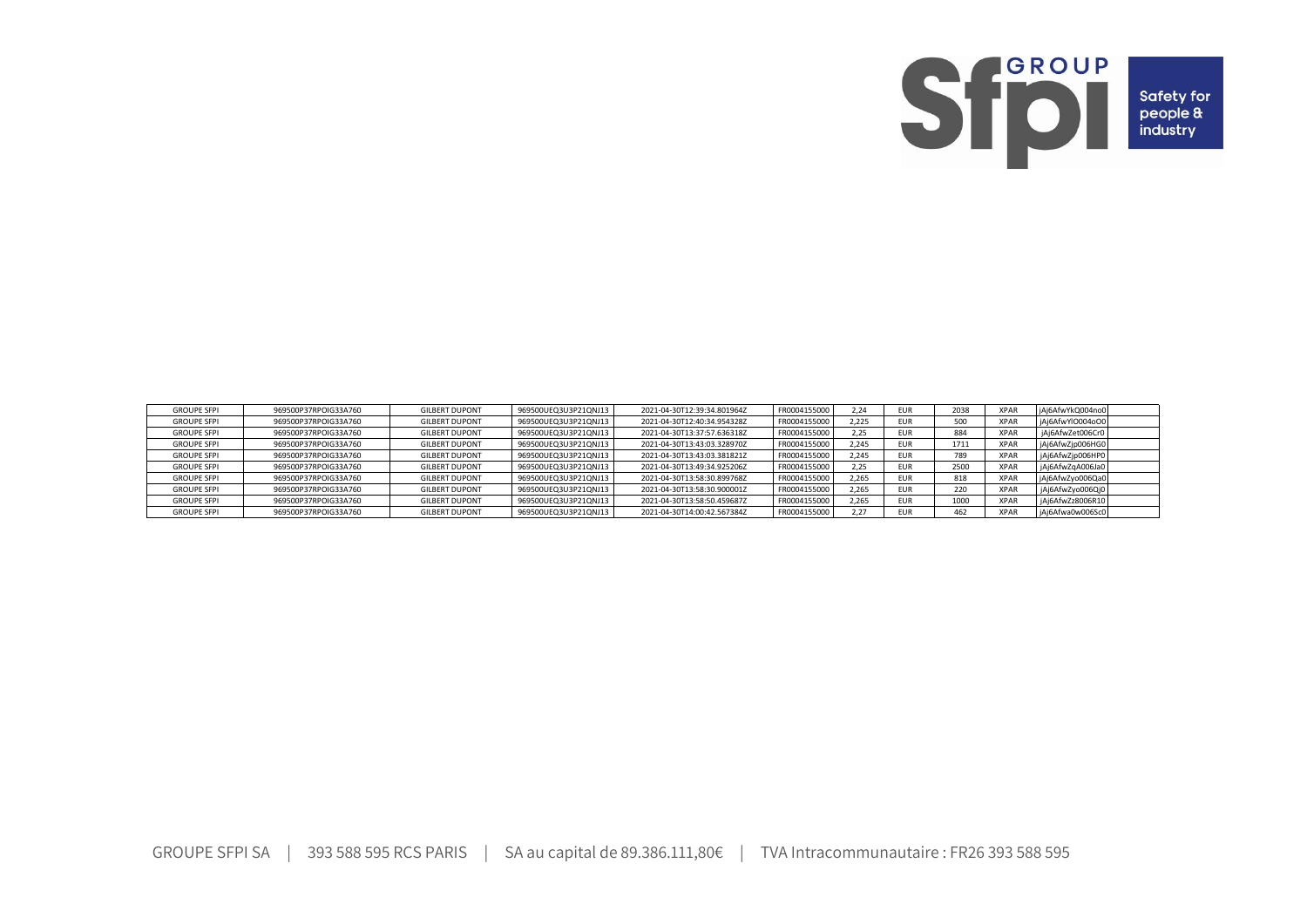| | | | | | | | | | | |
|---|---|---|---|---|---|---|---|---|---|---|
| GROUPE SFPI | 969500P37RPOIG33A760 | GILBERT DUPONT | 969500UEQ3U3P21QNJ13 | 2021-04-30T12:39:34.801964Z | FR0004155000 | 2,24 | EUR | 2038 | XPAR | jAj6AfwYkQ004no0 |
| GROUPE SFPI | 969500P37RPOIG33A760 | GILBERT DUPONT | 969500UEQ3U3P21QNJ13 | 2021-04-30T12:40:34.954328Z | FR0004155000 | 2,225 | EUR | 500 | XPAR | jAj6AfwYlO004oO0 |
| GROUPE SFPI | 969500P37RPOIG33A760 | GILBERT DUPONT | 969500UEQ3U3P21QNJ13 | 2021-04-30T13:37:57.636318Z | FR0004155000 | 2,25 | EUR | 884 | XPAR | jAj6AfwZet006Cr0 |
| GROUPE SFPI | 969500P37RPOIG33A760 | GILBERT DUPONT | 969500UEQ3U3P21QNJ13 | 2021-04-30T13:43:03.328970Z | FR0004155000 | 2,245 | EUR | 1711 | XPAR | jAj6AfwZjp006HG0 |
| GROUPE SFPI | 969500P37RPOIG33A760 | GILBERT DUPONT | 969500UEQ3U3P21QNJ13 | 2021-04-30T13:43:03.381821Z | FR0004155000 | 2,245 | EUR | 789 | XPAR | jAj6AfwZjp006HP0 |
| GROUPE SFPI | 969500P37RPOIG33A760 | GILBERT DUPONT | 969500UEQ3U3P21QNJ13 | 2021-04-30T13:49:34.925206Z | FR0004155000 | 2,25 | EUR | 2500 | XPAR | jAj6AfwZqA006Ja0 |
| GROUPE SFPI | 969500P37RPOIG33A760 | GILBERT DUPONT | 969500UEQ3U3P21QNJ13 | 2021-04-30T13:58:30.899768Z | FR0004155000 | 2,265 | EUR | 818 | XPAR | jAj6AfwZyo006Qa0 |
| GROUPE SFPI | 969500P37RPOIG33A760 | GILBERT DUPONT | 969500UEQ3U3P21QNJ13 | 2021-04-30T13:58:30.900001Z | FR0004155000 | 2,265 | EUR | 220 | XPAR | jAj6AfwZyo006Qj0 |
| GROUPE SFPI | 969500P37RPOIG33A760 | GILBERT DUPONT | 969500UEQ3U3P21QNJ13 | 2021-04-30T13:58:50.459687Z | FR0004155000 | 2,265 | EUR | 1000 | XPAR | jAj6AfwZz8006R10 |
| GROUPE SFPI | 969500P37RPOIG33A760 | GILBERT DUPONT | 969500UEQ3U3P21QNJ13 | 2021-04-30T14:00:42.567384Z | FR0004155000 | 2,27 | EUR | 462 | XPAR | jAj6Afwa0w006Sc0 |

GROUPE SFPI SA | 393 588 595 RCS PARIS | SA au capital de 89.386.111,80€ | TVA Intracommunautaire : FR26 393 588 595